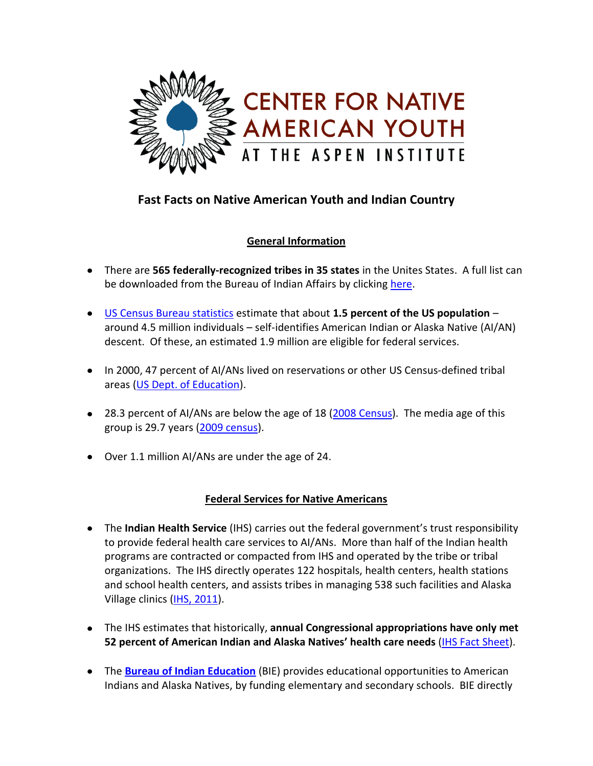CENTER FOR NATIVE AMERICAN YOUTH
AT THE ASPEN INSTITUTE

## Fast Facts on Native American Youth and Indian Country

### General Information

- There are **565 federally-recognized tribes in 35 states** in the Unites States. A full list can be downloaded from the Bureau of Indian Affairs by clicking here.
- US Census Bureau statistics estimate that about **1.5 percent of the US population** – around 4.5 million individuals – self-identifies American Indian or Alaska Native (AI/AN) descent. Of these, an estimated 1.9 million are eligible for federal services.
- In 2000, 47 percent of AI/ANs lived on reservations or other US Census-defined tribal areas (US Dept. of Education).
- 28.3 percent of AI/ANs are below the age of 18 (2008 Census). The media age of this group is 29.7 years (2009 census).
- Over 1.1 million AI/ANs are under the age of 24.

### Federal Services for Native Americans

- The **Indian Health Service** (IHS) carries out the federal government's trust responsibility to provide federal health care services to AI/ANs. More than half of the Indian health programs are contracted or compacted from IHS and operated by the tribe or tribal organizations. The IHS directly operates 122 hospitals, health centers, health stations and school health centers, and assists tribes in managing 538 such facilities and Alaska Village clinics (IHS, 2011).
- The IHS estimates that historically, **annual Congressional appropriations have only met 52 percent of American Indian and Alaska Natives' health care needs** (IHS Fact Sheet).
- The **Bureau of Indian Education** (BIE) provides educational opportunities to American Indians and Alaska Natives, by funding elementary and secondary schools. BIE directly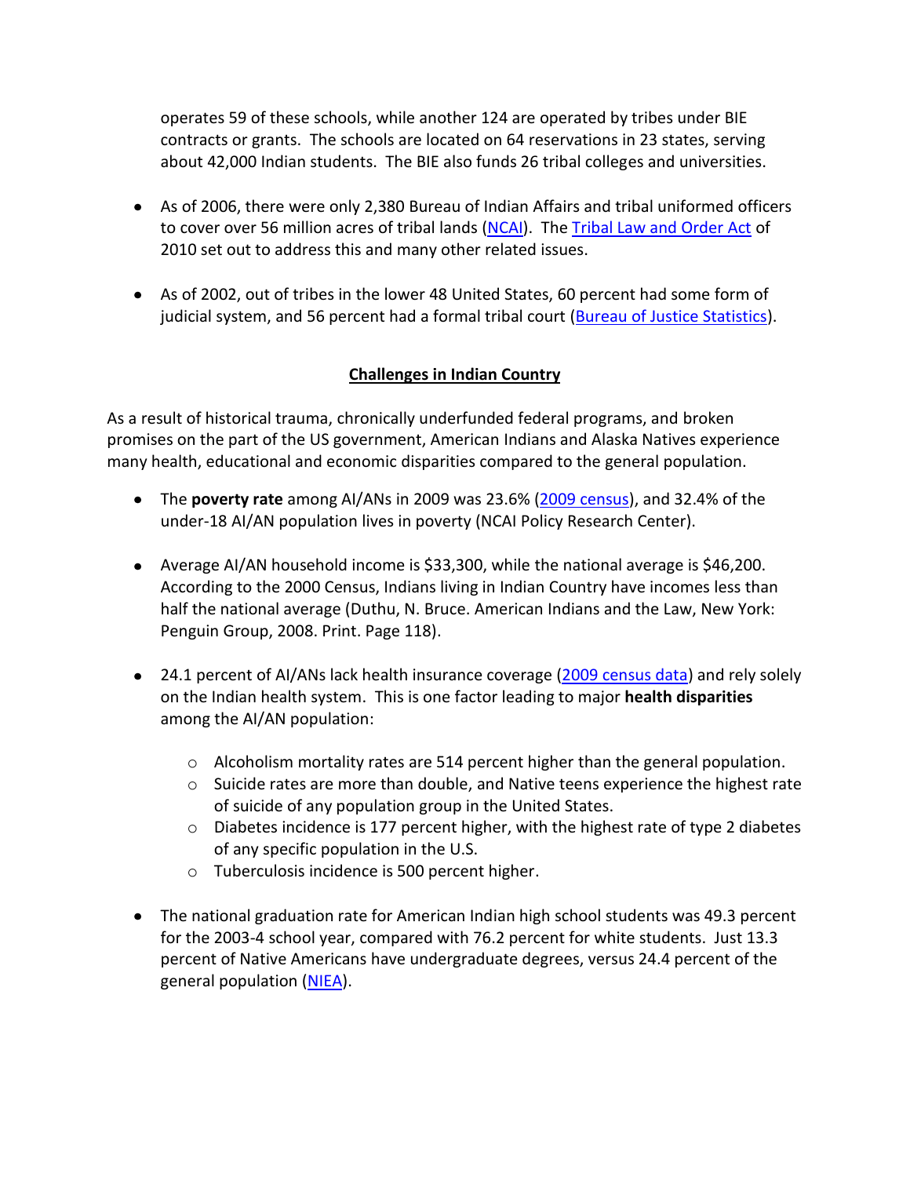operates 59 of these schools, while another 124 are operated by tribes under BIE contracts or grants. The schools are located on 64 reservations in 23 states, serving about 42,000 Indian students. The BIE also funds 26 tribal colleges and universities.

- As of 2006, there were only 2,380 Bureau of Indian Affairs and tribal uniformed officers to cover over 56 million acres of tribal lands (NCAI). The Tribal Law and Order Act of 2010 set out to address this and many other related issues.

- As of 2002, out of tribes in the lower 48 United States, 60 percent had some form of judicial system, and 56 percent had a formal tribal court (Bureau of Justice Statistics).

## Challenges in Indian Country

As a result of historical trauma, chronically underfunded federal programs, and broken promises on the part of the US government, American Indians and Alaska Natives experience many health, educational and economic disparities compared to the general population.

- The **poverty rate** among AI/ANs in 2009 was 23.6% (2009 census), and 32.4% of the under-18 AI/AN population lives in poverty (NCAI Policy Research Center).

- Average AI/AN household income is $33,300, while the national average is $46,200. According to the 2000 Census, Indians living in Indian Country have incomes less than half the national average (Duthu, N. Bruce. American Indians and the Law, New York: Penguin Group, 2008. Print. Page 118).

- 24.1 percent of AI/ANs lack health insurance coverage (2009 census data) and rely solely on the Indian health system. This is one factor leading to major **health disparities** among the AI/AN population:
  - Alcoholism mortality rates are 514 percent higher than the general population.
  - Suicide rates are more than double, and Native teens experience the highest rate of suicide of any population group in the United States.
  - Diabetes incidence is 177 percent higher, with the highest rate of type 2 diabetes of any specific population in the U.S.
  - Tuberculosis incidence is 500 percent higher.

- The national graduation rate for American Indian high school students was 49.3 percent for the 2003-4 school year, compared with 76.2 percent for white students. Just 13.3 percent of Native Americans have undergraduate degrees, versus 24.4 percent of the general population (NIEA).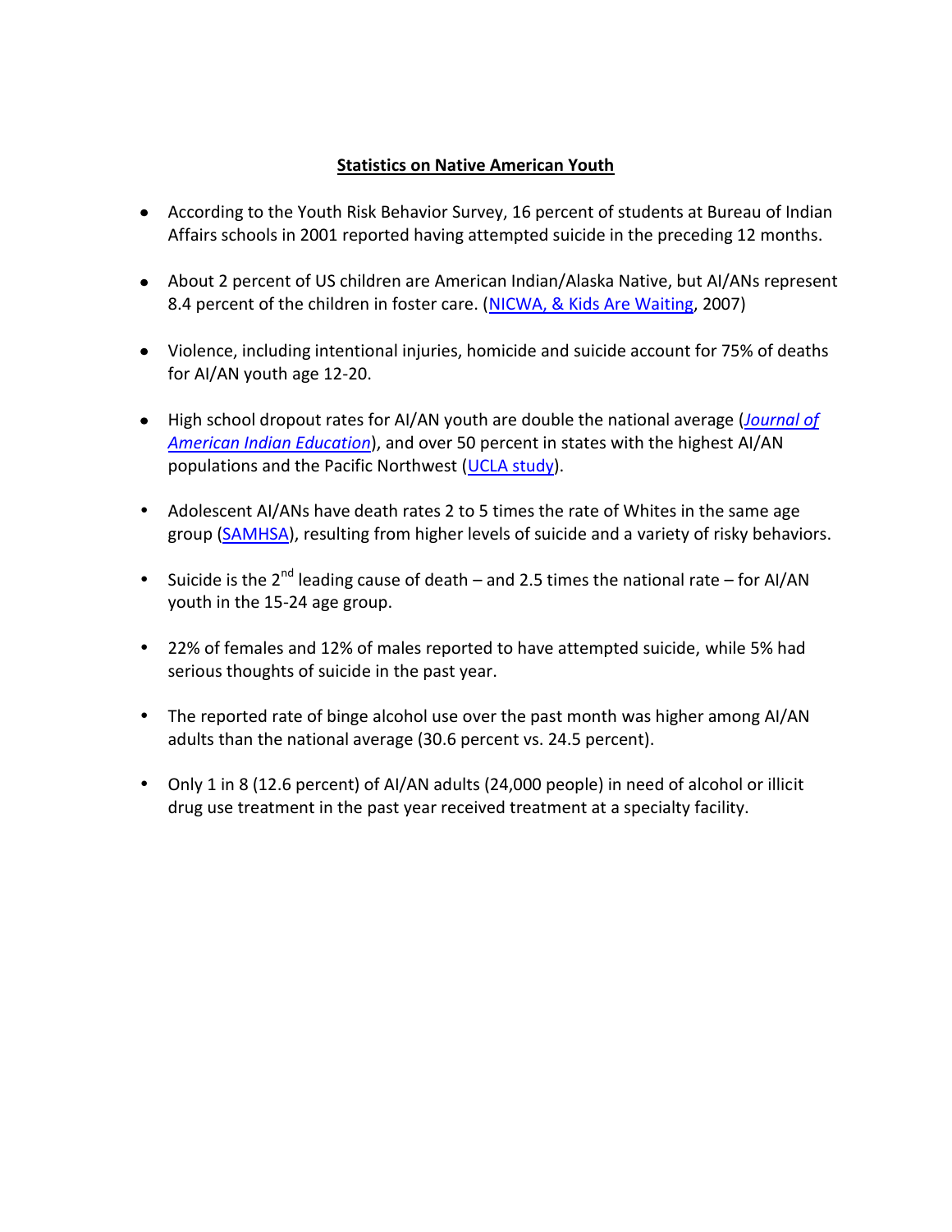**Statistics on Native American Youth**

- According to the Youth Risk Behavior Survey, 16 percent of students at Bureau of Indian Affairs schools in 2001 reported having attempted suicide in the preceding 12 months.

- About 2 percent of US children are American Indian/Alaska Native, but AI/ANs represent 8.4 percent of the children in foster care. (NICWA, & Kids Are Waiting, 2007)

- Violence, including intentional injuries, homicide and suicide account for 75% of deaths for AI/AN youth age 12-20.

- High school dropout rates for AI/AN youth are double the national average (*Journal of American Indian Education*), and over 50 percent in states with the highest AI/AN populations and the Pacific Northwest (UCLA study).

- Adolescent AI/ANs have death rates 2 to 5 times the rate of Whites in the same age group (SAMHSA), resulting from higher levels of suicide and a variety of risky behaviors.

- Suicide is the 2nd leading cause of death – and 2.5 times the national rate – for AI/AN youth in the 15-24 age group.

- 22% of females and 12% of males reported to have attempted suicide, while 5% had serious thoughts of suicide in the past year.

- The reported rate of binge alcohol use over the past month was higher among AI/AN adults than the national average (30.6 percent vs. 24.5 percent).

- Only 1 in 8 (12.6 percent) of AI/AN adults (24,000 people) in need of alcohol or illicit drug use treatment in the past year received treatment at a specialty facility.